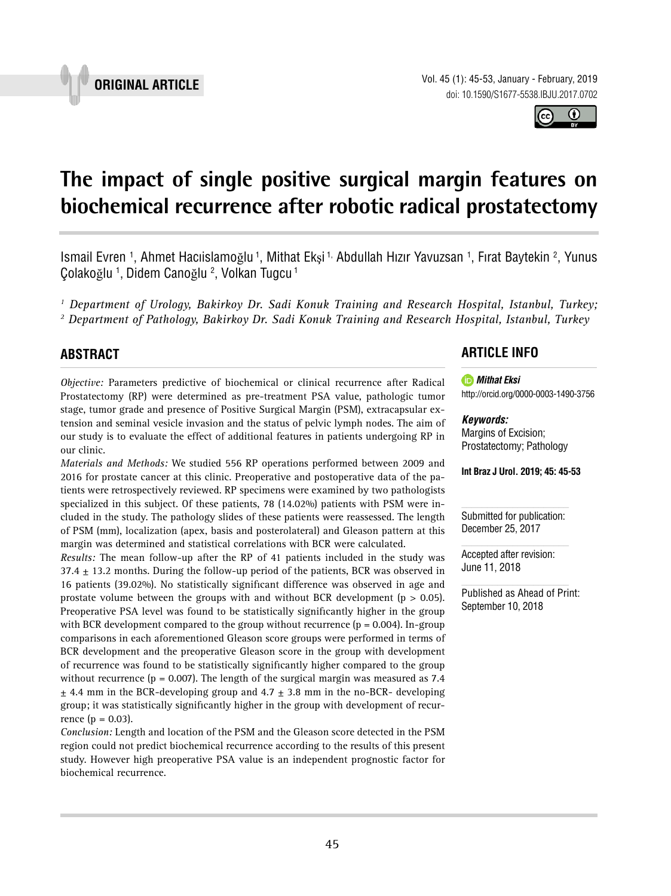ORIGINAL ARTICLE

# The impact of single positive surgical margin features on biochemical recurrence after robotic radical prostatectomy

Ismail Evren [1], Ahmet Hacıislamoğlu [1], Mithat Ekşi [1], Abdullah Hızır Yavuzsan [1], Fırat Baytekin [2], Yunus Çolakoğlu [1], Didem Canoğlu [2], Volkan Tugcu [1]

[1] *Department of Urology, Bakirkoy Dr. Sadi Konuk Training and Research Hospital, Istanbul, Turkey;*
[2] *Department of Pathology, Bakirkoy Dr. Sadi Konuk Training and Research Hospital, Istanbul, Turkey*

## ABSTRACT

*Objective:* Parameters predictive of biochemical or clinical recurrence after Radical Prostatectomy (RP) were determined as pre-treatment PSA value, pathologic tumor stage, tumor grade and presence of Positive Surgical Margin (PSM), extracapsular extension and seminal vesicle invasion and the status of pelvic lymph nodes. The aim of our study is to evaluate the effect of additional features in patients undergoing RP in our clinic.

*Materials and Methods:* We studied 556 RP operations performed between 2009 and 2016 for prostate cancer at this clinic. Preoperative and postoperative data of the patients were retrospectively reviewed. RP specimens were examined by two pathologists specialized in this subject. Of these patients, 78 (14.02%) patients with PSM were included in the study. The pathology slides of these patients were reassessed. The length of PSM (mm), localization (apex, basis and posterolateral) and Gleason pattern at this margin was determined and statistical correlations with BCR were calculated.

*Results:* The mean follow-up after the RP of 41 patients included in the study was $37.4 \pm 13.2$ months. During the follow-up period of the patients, BCR was observed in 16 patients (39.02%). No statistically significant difference was observed in age and prostate volume between the groups with and without BCR development ($p > 0.05$). Preoperative PSA level was found to be statistically significantly higher in the group with BCR development compared to the group without recurrence ($p = 0.004$). In-group comparisons in each aforementioned Gleason score groups were performed in terms of BCR development and the preoperative Gleason score in the group with development of recurrence was found to be statistically significantly higher compared to the group without recurrence ($p = 0.007$). The length of the surgical margin was measured as $7.4 \pm 4.4$ mm in the BCR-developing group and $4.7 \pm 3.8$ mm in the no-BCR- developing group; it was statistically significantly higher in the group with development of recurrence ($p = 0.03$).

*Conclusion:* Length and location of the PSM and the Gleason score detected in the PSM region could not predict biochemical recurrence according to the results of this present study. However high preoperative PSA value is an independent prognostic factor for biochemical recurrence.

## ARTICLE INFO

***Mithat Eksi***
http://orcid.org/0000-0003-1490-3756

***Keywords:***
Margins of Excision; Prostatectomy; Pathology

**Int Braz J Urol. 2019; 45: 45-53**

Submitted for publication:
December 25, 2017

Accepted after revision:
June 11, 2018

Published as Ahead of Print:
September 10, 2018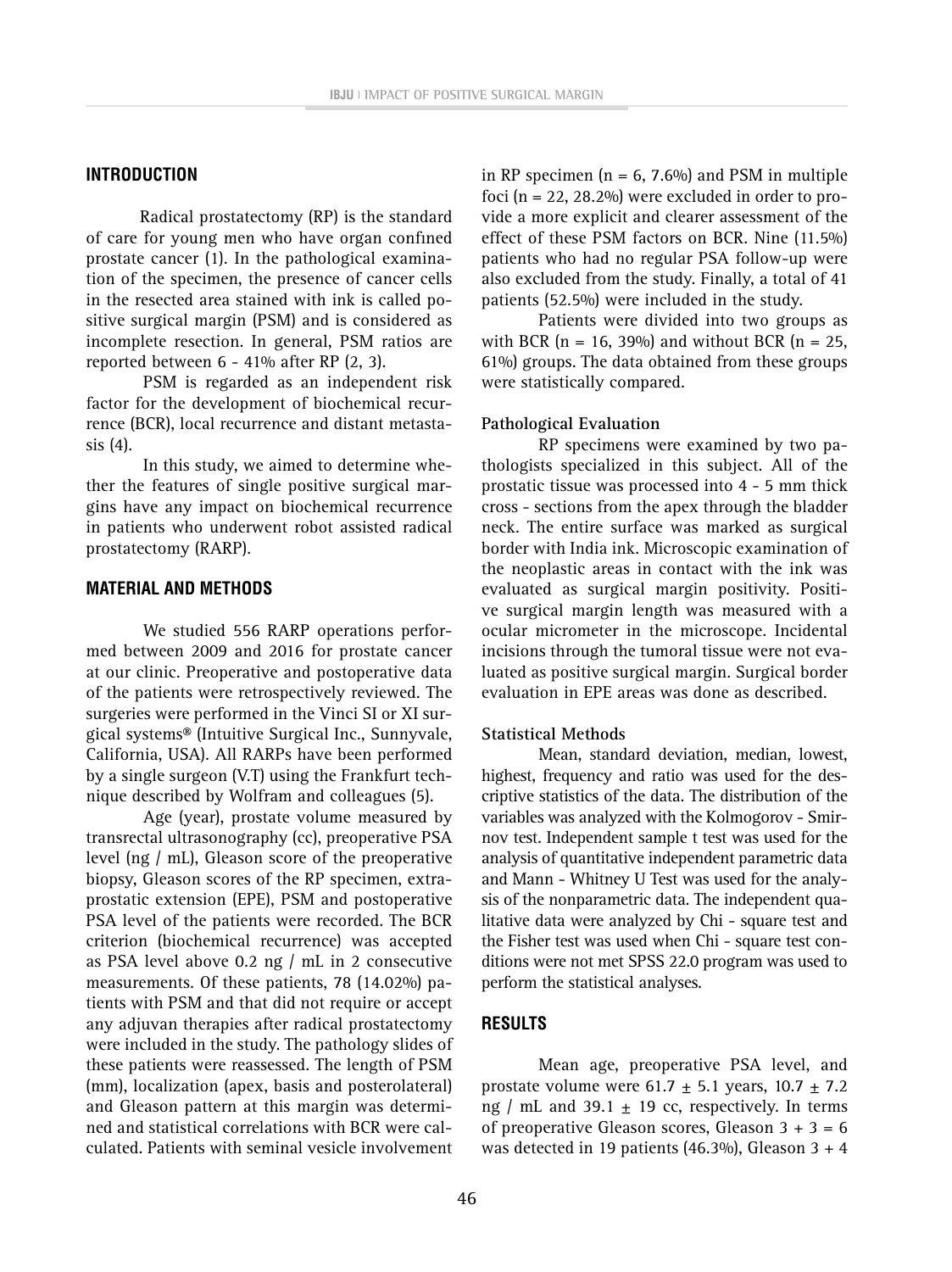## INTRODUCTION

Radical prostatectomy (RP) is the standard of care for young men who have organ confined prostate cancer (1). In the pathological examination of the specimen, the presence of cancer cells in the resected area stained with ink is called positive surgical margin (PSM) and is considered as incomplete resection. In general, PSM ratios are reported between 6 - 41% after RP (2, 3).

PSM is regarded as an independent risk factor for the development of biochemical recurrence (BCR), local recurrence and distant metastasis (4).

In this study, we aimed to determine whether the features of single positive surgical margins have any impact on biochemical recurrence in patients who underwent robot assisted radical prostatectomy (RARP).

## MATERIAL AND METHODS

We studied 556 RARP operations performed between 2009 and 2016 for prostate cancer at our clinic. Preoperative and postoperative data of the patients were retrospectively reviewed. The surgeries were performed in the Vinci SI or XI surgical systems® (Intuitive Surgical Inc., Sunnyvale, California, USA). All RARPs have been performed by a single surgeon (V.T) using the Frankfurt technique described by Wolfram and colleagues (5).

Age (year), prostate volume measured by transrectal ultrasonography (cc), preoperative PSA level (ng / mL), Gleason score of the preoperative biopsy, Gleason scores of the RP specimen, extraprostatic extension (EPE), PSM and postoperative PSA level of the patients were recorded. The BCR criterion (biochemical recurrence) was accepted as PSA level above 0.2 ng / mL in 2 consecutive measurements. Of these patients, 78 (14.02%) patients with PSM and that did not require or accept any adjuvan therapies after radical prostatectomy were included in the study. The pathology slides of these patients were reassessed. The length of PSM (mm), localization (apex, basis and posterolateral) and Gleason pattern at this margin was determined and statistical correlations with BCR were calculated. Patients with seminal vesicle involvement in RP specimen (n = 6, 7.6%) and PSM in multiple foci (n = 22, 28.2%) were excluded in order to provide a more explicit and clearer assessment of the effect of these PSM factors on BCR. Nine (11.5%) patients who had no regular PSA follow-up were also excluded from the study. Finally, a total of 41 patients (52.5%) were included in the study.

Patients were divided into two groups as with BCR (n = 16, 39%) and without BCR (n = 25, 61%) groups. The data obtained from these groups were statistically compared.

### Pathological Evaluation

RP specimens were examined by two pathologists specialized in this subject. All of the prostatic tissue was processed into 4 - 5 mm thick cross - sections from the apex through the bladder neck. The entire surface was marked as surgical border with India ink. Microscopic examination of the neoplastic areas in contact with the ink was evaluated as surgical margin positivity. Positive surgical margin length was measured with a ocular micrometer in the microscope. Incidental incisions through the tumoral tissue were not evaluated as positive surgical margin. Surgical border evaluation in EPE areas was done as described.

### Statistical Methods

Mean, standard deviation, median, lowest, highest, frequency and ratio was used for the descriptive statistics of the data. The distribution of the variables was analyzed with the Kolmogorov - Smirnov test. Independent sample t test was used for the analysis of quantitative independent parametric data and Mann - Whitney U Test was used for the analysis of the nonparametric data. The independent qualitative data were analyzed by Chi - square test and the Fisher test was used when Chi - square test conditions were not met SPSS 22.0 program was used to perform the statistical analyses.

## RESULTS

Mean age, preoperative PSA level, and prostate volume were 61.7 ± 5.1 years, 10.7 ± 7.2 ng / mL and 39.1 ± 19 cc, respectively. In terms of preoperative Gleason scores, Gleason 3 + 3 = 6 was detected in 19 patients (46.3%), Gleason 3 + 4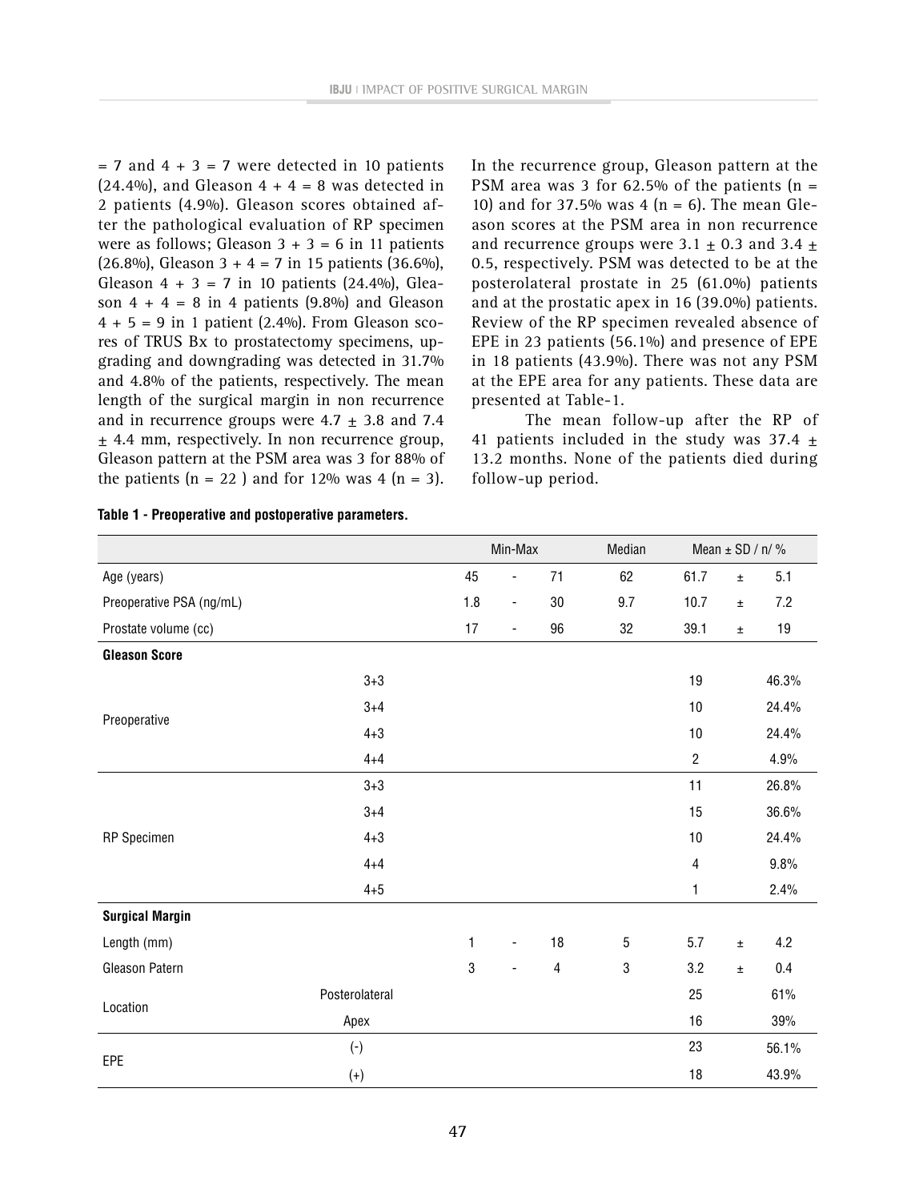= 7 and 4 + 3 = 7 were detected in 10 patients (24.4%), and Gleason 4 + 4 = 8 was detected in 2 patients (4.9%). Gleason scores obtained after the pathological evaluation of RP specimen were as follows; Gleason 3 + 3 = 6 in 11 patients (26.8%), Gleason 3 + 4 = 7 in 15 patients (36.6%), Gleason 4 + 3 = 7 in 10 patients (24.4%), Gleason 4 + 4 = 8 in 4 patients (9.8%) and Gleason 4 + 5 = 9 in 1 patient (2.4%). From Gleason scores of TRUS Bx to prostatectomy specimens, upgrading and downgrading was detected in 31.7% and 4.8% of the patients, respectively. The mean length of the surgical margin in non recurrence and in recurrence groups were 4.7 ± 3.8 and 7.4 ± 4.4 mm, respectively. In non recurrence group, Gleason pattern at the PSM area was 3 for 88% of the patients (n = 22 ) and for 12% was 4 (n = 3). In the recurrence group, Gleason pattern at the PSM area was 3 for 62.5% of the patients (n = 10) and for 37.5% was 4 (n = 6). The mean Gleason scores at the PSM area in non recurrence and recurrence groups were 3.1 ± 0.3 and 3.4 ± 0.5, respectively. PSM was detected to be at the posterolateral prostate in 25 (61.0%) patients and at the prostatic apex in 16 (39.0%) patients. Review of the RP specimen revealed absence of EPE in 23 patients (56.1%) and presence of EPE in 18 patients (43.9%). There was not any PSM at the EPE area for any patients. These data are presented at Table-1.

The mean follow-up after the RP of 41 patients included in the study was 37.4 ± 13.2 months. None of the patients died during follow-up period.

**Table 1 - Preoperative and postoperative parameters.**

| | | Min-Max | | | Median | Mean ± SD / n/ % | | |
|---|---|---|---|---|---|---|---|---|
| Age (years) | | 45 | - | 71 | 62 | 61.7 | ± | 5.1 |
| Preoperative PSA (ng/mL) | | 1.8 | - | 30 | 9.7 | 10.7 | ± | 7.2 |
| Prostate volume (cc) | | 17 | - | 96 | 32 | 39.1 | ± | 19 |
| **Gleason Score** | | | | | | | | |
| Preoperative | 3+3 | | | | | 19 | | 46.3% |
| | 3+4 | | | | | 10 | | 24.4% |
| | 4+3 | | | | | 10 | | 24.4% |
| | 4+4 | | | | | 2 | | 4.9% |
| RP Specimen | 3+3 | | | | | 11 | | 26.8% |
| | 3+4 | | | | | 15 | | 36.6% |
| | 4+3 | | | | | 10 | | 24.4% |
| | 4+4 | | | | | 4 | | 9.8% |
| | 4+5 | | | | | 1 | | 2.4% |
| **Surgical Margin** | | | | | | | | |
| Length (mm) | | 1 | - | 18 | 5 | 5.7 | ± | 4.2 |
| Gleason Patern | | 3 | - | 4 | 3 | 3.2 | ± | 0.4 |
| Location | Posterolateral | | | | | 25 | | 61% |
| | Apex | | | | | 16 | | 39% |
| EPE | (-) | | | | | 23 | | 56.1% |
| | (+) | | | | | 18 | | 43.9% |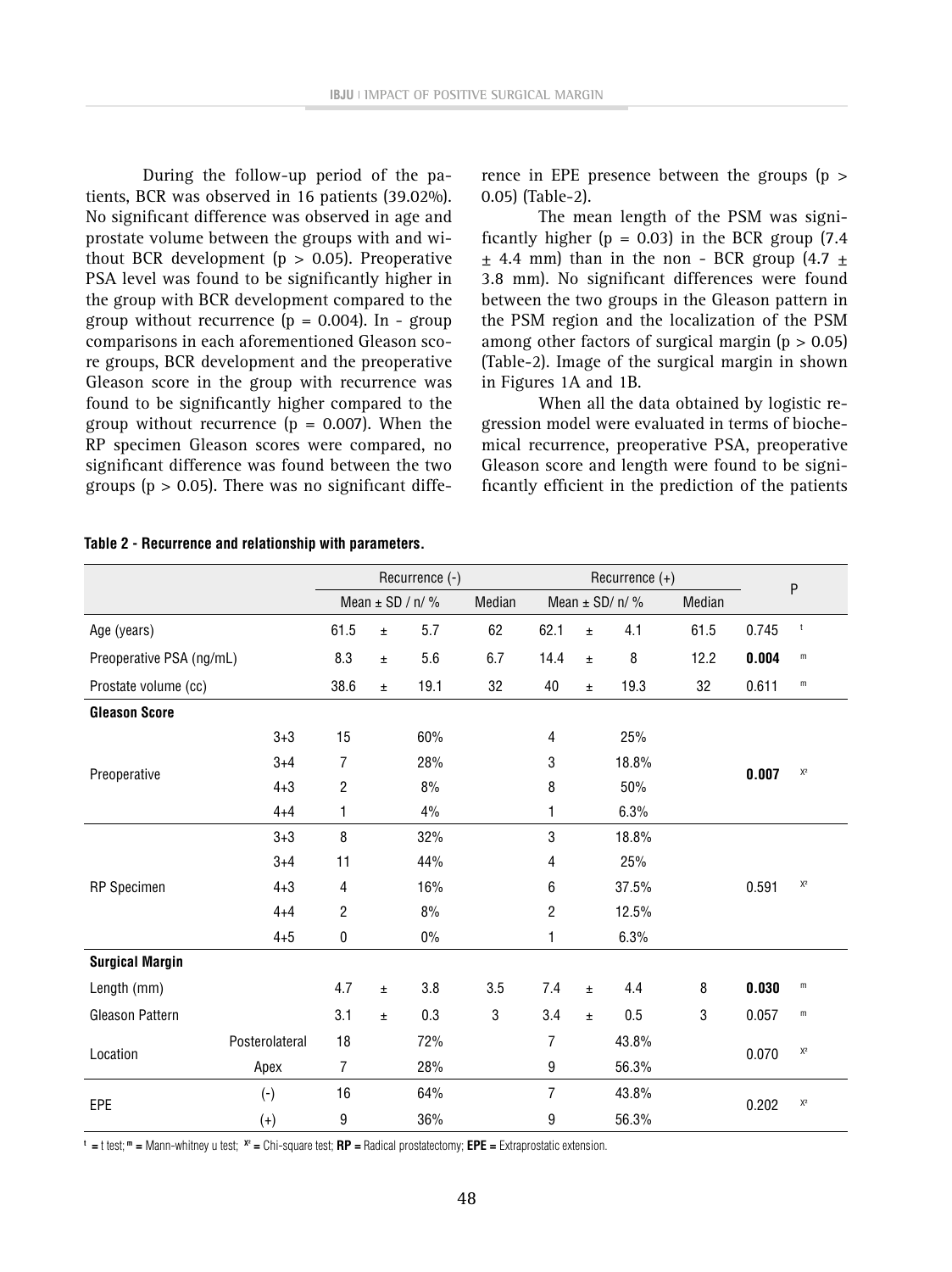During the follow-up period of the patients, BCR was observed in 16 patients (39.02%). No significant difference was observed in age and prostate volume between the groups with and without BCR development ($p > 0.05$). Preoperative PSA level was found to be significantly higher in the group with BCR development compared to the group without recurrence ($p = 0.004$). In - group comparisons in each aforementioned Gleason score groups, BCR development and the preoperative Gleason score in the group with recurrence was found to be significantly higher compared to the group without recurrence ($p = 0.007$). When the RP specimen Gleason scores were compared, no significant difference was found between the two groups ($p > 0.05$). There was no significant difference in EPE presence between the groups ($p > 0.05$) (Table-2).

The mean length of the PSM was significantly higher ($p = 0.03$) in the BCR group (7.4 ± 4.4 mm) than in the non - BCR group (4.7 ± 3.8 mm). No significant differences were found between the two groups in the Gleason pattern in the PSM region and the localization of the PSM among other factors of surgical margin ($p > 0.05$) (Table-2). Image of the surgical margin in shown in Figures 1A and 1B.

When all the data obtained by logistic regression model were evaluated in terms of biochemical recurrence, preoperative PSA, preoperative Gleason score and length were found to be significantly efficient in the prediction of the patients

**Table 2 - Recurrence and relationship with parameters.**

| | | Recurrence (-) | | | | Recurrence (+) | | | | P | |
|---|---|---|---|---|---|---|---|---|---|---|---|
| | | Mean ± SD / n/ % | | | Median | Mean ± SD/ n/ % | | | Median | | |
| Age (years) | | 61.5 | ± | 5.7 | 62 | 62.1 | ± | 4.1 | 61.5 | 0.745 | t |
| Preoperative PSA (ng/mL) | | 8.3 | ± | 5.6 | 6.7 | 14.4 | ± | 8 | 12.2 | **0.004** | m |
| Prostate volume (cc) | | 38.6 | ± | 19.1 | 32 | 40 | ± | 19.3 | 32 | 0.611 | m |
| **Gleason Score** | | | | | | | | | | | |
| Preoperative | 3+3 | 15 | | 60% | | 4 | | 25% | | **0.007** | $X^2$ |
| | 3+4 | 7 | | 28% | | 3 | | 18.8% | | | |
| | 4+3 | 2 | | 8% | | 8 | | 50% | | | |
| | 4+4 | 1 | | 4% | | 1 | | 6.3% | | | |
| RP Specimen | 3+3 | 8 | | 32% | | 3 | | 18.8% | | 0.591 | $X^2$ |
| | 3+4 | 11 | | 44% | | 4 | | 25% | | | |
| | 4+3 | 4 | | 16% | | 6 | | 37.5% | | | |
| | 4+4 | 2 | | 8% | | 2 | | 12.5% | | | |
| | 4+5 | 0 | | 0% | | 1 | | 6.3% | | | |
| **Surgical Margin** | | | | | | | | | | | |
| Length (mm) | | 4.7 | ± | 3.8 | 3.5 | 7.4 | ± | 4.4 | 8 | **0.030** | m |
| Gleason Pattern | | 3.1 | ± | 0.3 | 3 | 3.4 | ± | 0.5 | 3 | 0.057 | m |
| Location | Posterolateral | 18 | | 72% | | 7 | | 43.8% | | 0.070 | $X^2$ |
| | Apex | 7 | | 28% | | 9 | | 56.3% | | | |
| EPE | (-) | 16 | | 64% | | 7 | | 43.8% | | 0.202 | $X^2$ |
| | (+) | 9 | | 36% | | 9 | | 56.3% | | | |

**t** = t test; **m** = Mann-whitney u test; **$X^2$** = Chi-square test; **RP** = Radical prostatectomy; **EPE** = Extraprostatic extension.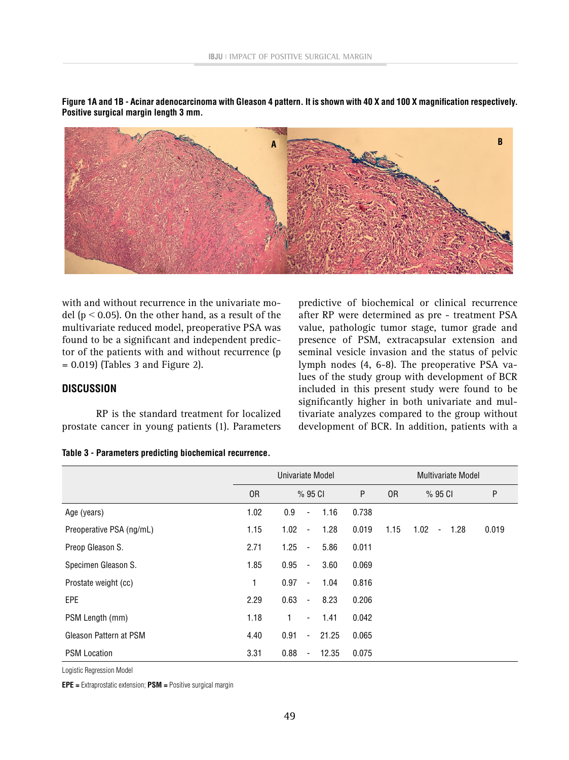**Figure 1A and 1B - Acinar adenocarcinoma with Gleason 4 pattern. It is shown with 40 X and 100 X magnification respectively. Positive surgical margin length 3 mm.**

with and without recurrence in the univariate model ($p < 0.05$). On the other hand, as a result of the multivariate reduced model, preoperative PSA was found to be a significant and independent predictor of the patients with and without recurrence ($p = 0.019$) (Tables 3 and Figure 2).

## DISCUSSION

RP is the standard treatment for localized prostate cancer in young patients (1). Parameters predictive of biochemical or clinical recurrence after RP were determined as pre - treatment PSA value, pathologic tumor stage, tumor grade and presence of PSM, extracapsular extension and seminal vesicle invasion and the status of pelvic lymph nodes (4, 6-8). The preoperative PSA values of the study group with development of BCR included in this present study were found to be significantly higher in both univariate and multivariate analyzes compared to the group without development of BCR. In addition, patients with a

**Table 3 - Parameters predicting biochemical recurrence.**

| | Univariate Model | | | Multivariate Model | | |
|---|---|---|---|---|---|---|
| | OR | % 95 CI | P | OR | % 95 CI | P |
| Age (years) | 1.02 | 0.9 - 1.16 | 0.738 | | | |
| Preoperative PSA (ng/mL) | 1.15 | 1.02 - 1.28 | 0.019 | 1.15 | 1.02 - 1.28 | 0.019 |
| Preop Gleason S. | 2.71 | 1.25 - 5.86 | 0.011 | | | |
| Specimen Gleason S. | 1.85 | 0.95 - 3.60 | 0.069 | | | |
| Prostate weight (cc) | 1 | 0.97 - 1.04 | 0.816 | | | |
| EPE | 2.29 | 0.63 - 8.23 | 0.206 | | | |
| PSM Length (mm) | 1.18 | 1 - 1.41 | 0.042 | | | |
| Gleason Pattern at PSM | 4.40 | 0.91 - 21.25 | 0.065 | | | |
| PSM Location | 3.31 | 0.88 - 12.35 | 0.075 | | | |

Logistic Regression Model

**EPE =** Extraprostatic extension; **PSM =** Positive surgical margin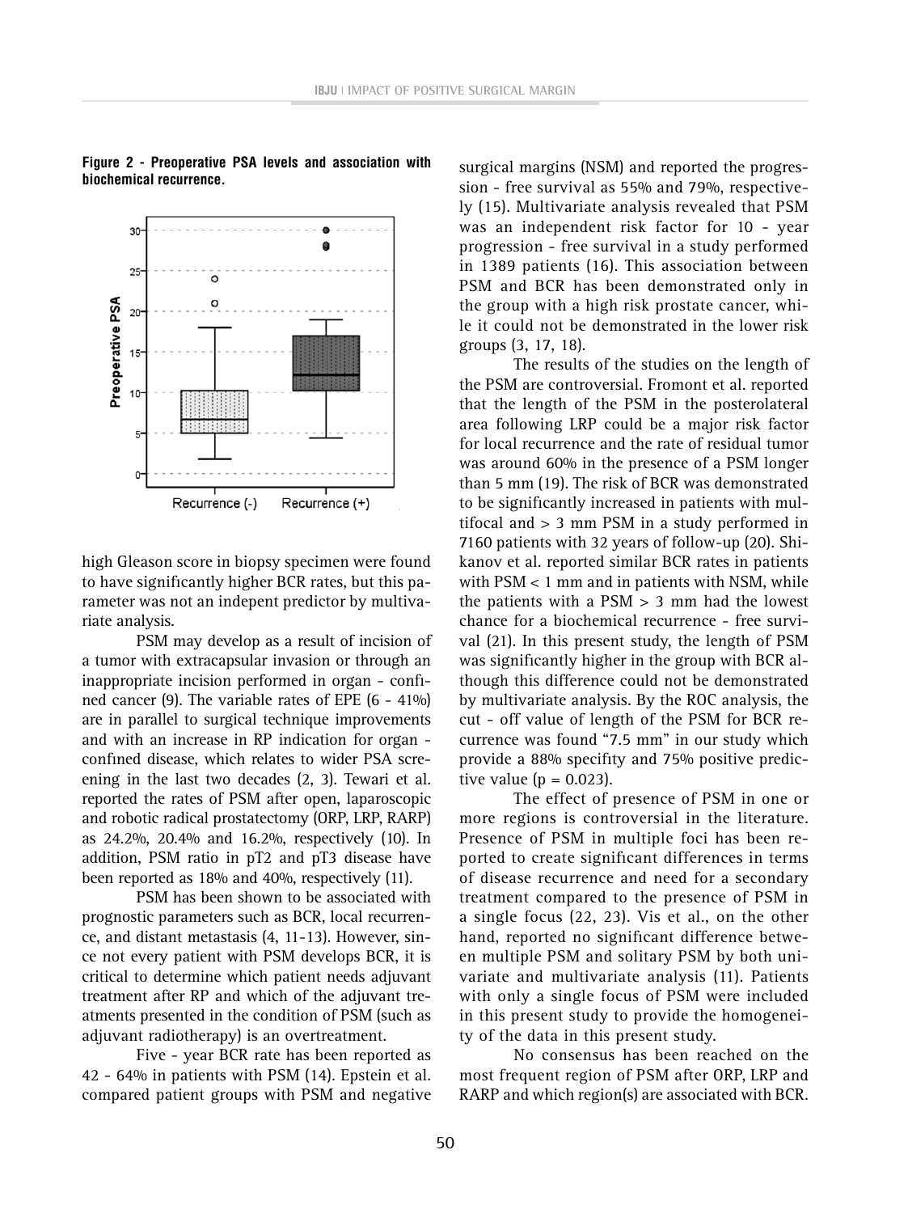**Figure 2 - Preoperative PSA levels and association with biochemical recurrence.**

high Gleason score in biopsy specimen were found to have significantly higher BCR rates, but this parameter was not an indepent predictor by multivariate analysis.

PSM may develop as a result of incision of a tumor with extracapsular invasion or through an inappropriate incision performed in organ - confined cancer (9). The variable rates of EPE (6 - 41%) are in parallel to surgical technique improvements and with an increase in RP indication for organ - confined disease, which relates to wider PSA screening in the last two decades (2, 3). Tewari et al. reported the rates of PSM after open, laparoscopic and robotic radical prostatectomy (ORP, LRP, RARP) as 24.2%, 20.4% and 16.2%, respectively (10). In addition, PSM ratio in pT2 and pT3 disease have been reported as 18% and 40%, respectively (11).

PSM has been shown to be associated with prognostic parameters such as BCR, local recurrence, and distant metastasis (4, 11-13). However, since not every patient with PSM develops BCR, it is critical to determine which patient needs adjuvant treatment after RP and which of the adjuvant treatments presented in the condition of PSM (such as adjuvant radiotherapy) is an overtreatment.

Five - year BCR rate has been reported as 42 - 64% in patients with PSM (14). Epstein et al. compared patient groups with PSM and negative surgical margins (NSM) and reported the progression - free survival as 55% and 79%, respectively (15). Multivariate analysis revealed that PSM was an independent risk factor for 10 - year progression - free survival in a study performed in 1389 patients (16). This association between PSM and BCR has been demonstrated only in the group with a high risk prostate cancer, while it could not be demonstrated in the lower risk groups (3, 17, 18).

The results of the studies on the length of the PSM are controversial. Fromont et al. reported that the length of the PSM in the posterolateral area following LRP could be a major risk factor for local recurrence and the rate of residual tumor was around 60% in the presence of a PSM longer than 5 mm (19). The risk of BCR was demonstrated to be significantly increased in patients with multifocal and > 3 mm PSM in a study performed in 7160 patients with 32 years of follow-up (20). Shikanov et al. reported similar BCR rates in patients with PSM < 1 mm and in patients with NSM, while the patients with a PSM > 3 mm had the lowest chance for a biochemical recurrence - free survival (21). In this present study, the length of PSM was significantly higher in the group with BCR although this difference could not be demonstrated by multivariate analysis. By the ROC analysis, the cut - off value of length of the PSM for BCR recurrence was found "7.5 mm" in our study which provide a 88% specifity and 75% positive predictive value ($p = 0.023$).

The effect of presence of PSM in one or more regions is controversial in the literature. Presence of PSM in multiple foci has been reported to create significant differences in terms of disease recurrence and need for a secondary treatment compared to the presence of PSM in a single focus (22, 23). Vis et al., on the other hand, reported no significant difference between multiple PSM and solitary PSM by both univariate and multivariate analysis (11). Patients with only a single focus of PSM were included in this present study to provide the homogeneity of the data in this present study.

No consensus has been reached on the most frequent region of PSM after ORP, LRP and RARP and which region(s) are associated with BCR.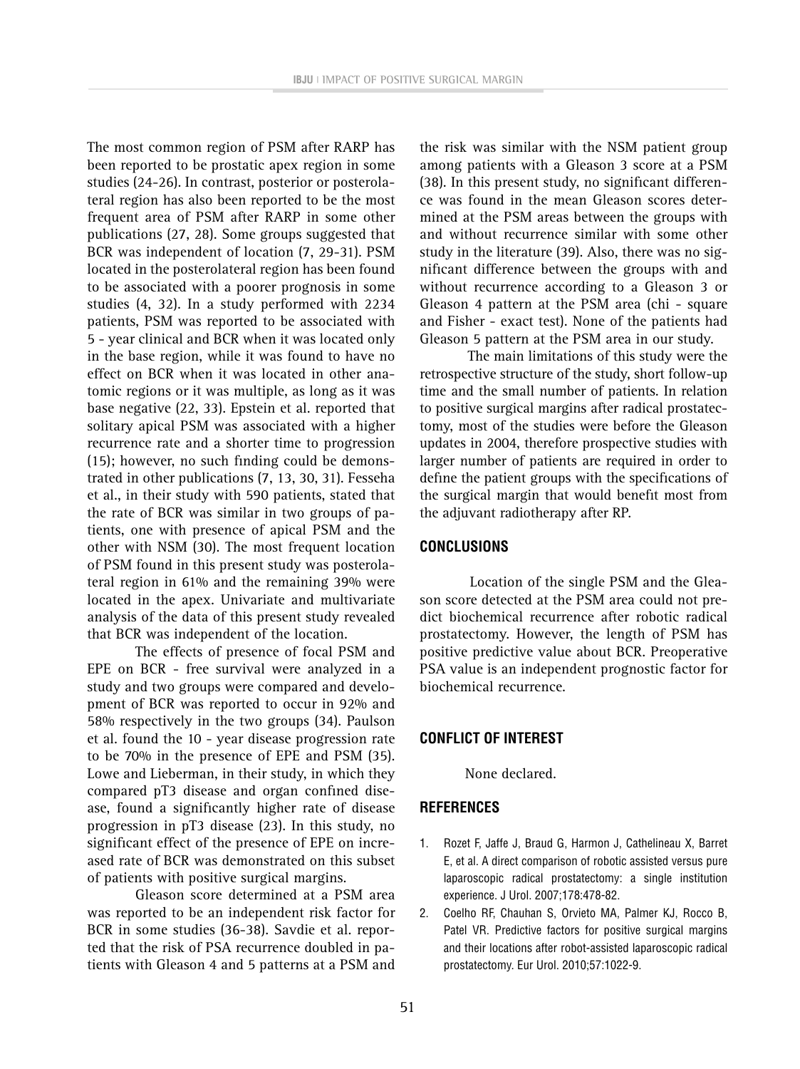The most common region of PSM after RARP has been reported to be prostatic apex region in some studies (24-26). In contrast, posterior or posterolateral region has also been reported to be the most frequent area of PSM after RARP in some other publications (27, 28). Some groups suggested that BCR was independent of location (7, 29-31). PSM located in the posterolateral region has been found to be associated with a poorer prognosis in some studies (4, 32). In a study performed with 2234 patients, PSM was reported to be associated with 5 - year clinical and BCR when it was located only in the base region, while it was found to have no effect on BCR when it was located in other anatomic regions or it was multiple, as long as it was base negative (22, 33). Epstein et al. reported that solitary apical PSM was associated with a higher recurrence rate and a shorter time to progression (15); however, no such finding could be demonstrated in other publications (7, 13, 30, 31). Fesseha et al., in their study with 590 patients, stated that the rate of BCR was similar in two groups of patients, one with presence of apical PSM and the other with NSM (30). The most frequent location of PSM found in this present study was posterolateral region in 61% and the remaining 39% were located in the apex. Univariate and multivariate analysis of the data of this present study revealed that BCR was independent of the location.

The effects of presence of focal PSM and EPE on BCR - free survival were analyzed in a study and two groups were compared and development of BCR was reported to occur in 92% and 58% respectively in the two groups (34). Paulson et al. found the 10 - year disease progression rate to be 70% in the presence of EPE and PSM (35). Lowe and Lieberman, in their study, in which they compared pT3 disease and organ confined disease, found a significantly higher rate of disease progression in pT3 disease (23). In this study, no significant effect of the presence of EPE on increased rate of BCR was demonstrated on this subset of patients with positive surgical margins.

Gleason score determined at a PSM area was reported to be an independent risk factor for BCR in some studies (36-38). Savdie et al. reported that the risk of PSA recurrence doubled in patients with Gleason 4 and 5 patterns at a PSM and the risk was similar with the NSM patient group among patients with a Gleason 3 score at a PSM (38). In this present study, no significant difference was found in the mean Gleason scores determined at the PSM areas between the groups with and without recurrence similar with some other study in the literature (39). Also, there was no significant difference between the groups with and without recurrence according to a Gleason 3 or Gleason 4 pattern at the PSM area (chi - square and Fisher - exact test). None of the patients had Gleason 5 pattern at the PSM area in our study.

The main limitations of this study were the retrospective structure of the study, short follow-up time and the small number of patients. In relation to positive surgical margins after radical prostatectomy, most of the studies were before the Gleason updates in 2004, therefore prospective studies with larger number of patients are required in order to define the patient groups with the specifications of the surgical margin that would benefit most from the adjuvant radiotherapy after RP.

## CONCLUSIONS

Location of the single PSM and the Gleason score detected at the PSM area could not predict biochemical recurrence after robotic radical prostatectomy. However, the length of PSM has positive predictive value about BCR. Preoperative PSA value is an independent prognostic factor for biochemical recurrence.

## CONFLICT OF INTEREST

None declared.

## REFERENCES

1. Rozet F, Jaffe J, Braud G, Harmon J, Cathelineau X, Barret E, et al. A direct comparison of robotic assisted versus pure laparoscopic radical prostatectomy: a single institution experience. J Urol. 2007;178:478-82.
2. Coelho RF, Chauhan S, Orvieto MA, Palmer KJ, Rocco B, Patel VR. Predictive factors for positive surgical margins and their locations after robot-assisted laparoscopic radical prostatectomy. Eur Urol. 2010;57:1022-9.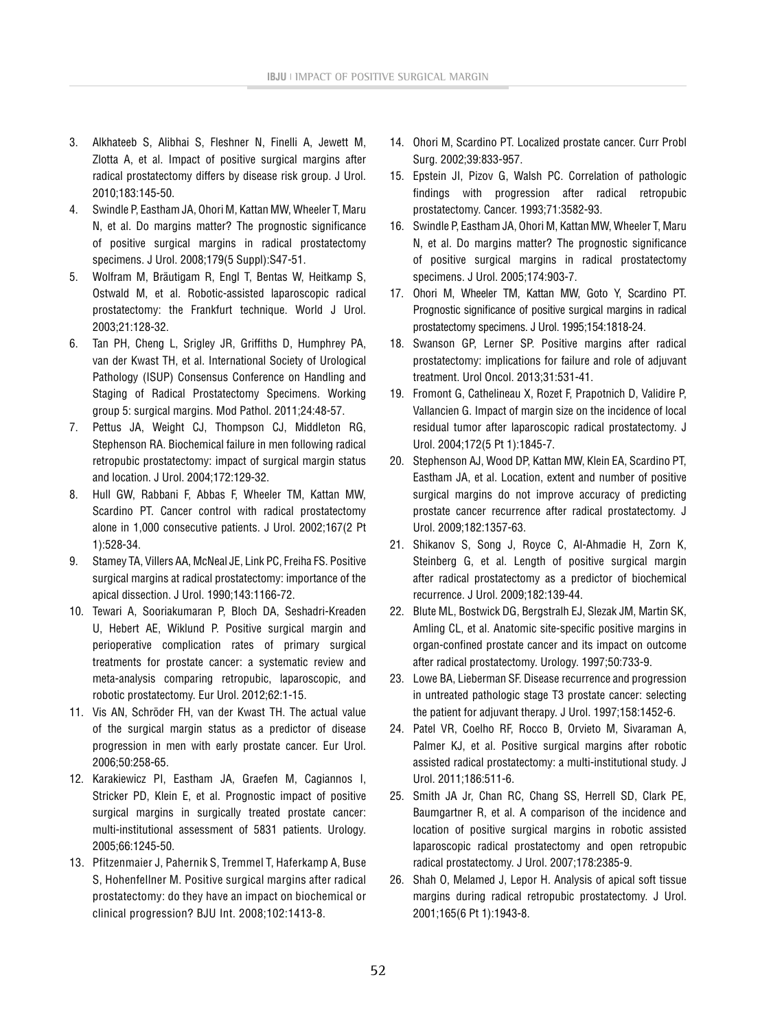3. Alkhateeb S, Alibhai S, Fleshner N, Finelli A, Jewett M, Zlotta A, et al. Impact of positive surgical margins after radical prostatectomy differs by disease risk group. J Urol. 2010;183:145-50.
4. Swindle P, Eastham JA, Ohori M, Kattan MW, Wheeler T, Maru N, et al. Do margins matter? The prognostic significance of positive surgical margins in radical prostatectomy specimens. J Urol. 2008;179(5 Suppl):S47-51.
5. Wolfram M, Bräutigam R, Engl T, Bentas W, Heitkamp S, Ostwald M, et al. Robotic-assisted laparoscopic radical prostatectomy: the Frankfurt technique. World J Urol. 2003;21:128-32.
6. Tan PH, Cheng L, Srigley JR, Griffiths D, Humphrey PA, van der Kwast TH, et al. International Society of Urological Pathology (ISUP) Consensus Conference on Handling and Staging of Radical Prostatectomy Specimens. Working group 5: surgical margins. Mod Pathol. 2011;24:48-57.
7. Pettus JA, Weight CJ, Thompson CJ, Middleton RG, Stephenson RA. Biochemical failure in men following radical retropubic prostatectomy: impact of surgical margin status and location. J Urol. 2004;172:129-32.
8. Hull GW, Rabbani F, Abbas F, Wheeler TM, Kattan MW, Scardino PT. Cancer control with radical prostatectomy alone in 1,000 consecutive patients. J Urol. 2002;167(2 Pt 1):528-34.
9. Stamey TA, Villers AA, McNeal JE, Link PC, Freiha FS. Positive surgical margins at radical prostatectomy: importance of the apical dissection. J Urol. 1990;143:1166-72.
10. Tewari A, Sooriakumaran P, Bloch DA, Seshadri-Kreaden U, Hebert AE, Wiklund P. Positive surgical margin and perioperative complication rates of primary surgical treatments for prostate cancer: a systematic review and meta-analysis comparing retropubic, laparoscopic, and robotic prostatectomy. Eur Urol. 2012;62:1-15.
11. Vis AN, Schröder FH, van der Kwast TH. The actual value of the surgical margin status as a predictor of disease progression in men with early prostate cancer. Eur Urol. 2006;50:258-65.
12. Karakiewicz PI, Eastham JA, Graefen M, Cagiannos I, Stricker PD, Klein E, et al. Prognostic impact of positive surgical margins in surgically treated prostate cancer: multi-institutional assessment of 5831 patients. Urology. 2005;66:1245-50.
13. Pfitzenmaier J, Pahernik S, Tremmel T, Haferkamp A, Buse S, Hohenfellner M. Positive surgical margins after radical prostatectomy: do they have an impact on biochemical or clinical progression? BJU Int. 2008;102:1413-8.
14. Ohori M, Scardino PT. Localized prostate cancer. Curr Probl Surg. 2002;39:833-957.
15. Epstein JI, Pizov G, Walsh PC. Correlation of pathologic findings with progression after radical retropubic prostatectomy. Cancer. 1993;71:3582-93.
16. Swindle P, Eastham JA, Ohori M, Kattan MW, Wheeler T, Maru N, et al. Do margins matter? The prognostic significance of positive surgical margins in radical prostatectomy specimens. J Urol. 2005;174:903-7.
17. Ohori M, Wheeler TM, Kattan MW, Goto Y, Scardino PT. Prognostic significance of positive surgical margins in radical prostatectomy specimens. J Urol. 1995;154:1818-24.
18. Swanson GP, Lerner SP. Positive margins after radical prostatectomy: implications for failure and role of adjuvant treatment. Urol Oncol. 2013;31:531-41.
19. Fromont G, Cathelineau X, Rozet F, Prapotnich D, Validire P, Vallancien G. Impact of margin size on the incidence of local residual tumor after laparoscopic radical prostatectomy. J Urol. 2004;172(5 Pt 1):1845-7.
20. Stephenson AJ, Wood DP, Kattan MW, Klein EA, Scardino PT, Eastham JA, et al. Location, extent and number of positive surgical margins do not improve accuracy of predicting prostate cancer recurrence after radical prostatectomy. J Urol. 2009;182:1357-63.
21. Shikanov S, Song J, Royce C, Al-Ahmadie H, Zorn K, Steinberg G, et al. Length of positive surgical margin after radical prostatectomy as a predictor of biochemical recurrence. J Urol. 2009;182:139-44.
22. Blute ML, Bostwick DG, Bergstralh EJ, Slezak JM, Martin SK, Amling CL, et al. Anatomic site-specific positive margins in organ-confined prostate cancer and its impact on outcome after radical prostatectomy. Urology. 1997;50:733-9.
23. Lowe BA, Lieberman SF. Disease recurrence and progression in untreated pathologic stage T3 prostate cancer: selecting the patient for adjuvant therapy. J Urol. 1997;158:1452-6.
24. Patel VR, Coelho RF, Rocco B, Orvieto M, Sivaraman A, Palmer KJ, et al. Positive surgical margins after robotic assisted radical prostatectomy: a multi-institutional study. J Urol. 2011;186:511-6.
25. Smith JA Jr, Chan RC, Chang SS, Herrell SD, Clark PE, Baumgartner R, et al. A comparison of the incidence and location of positive surgical margins in robotic assisted laparoscopic radical prostatectomy and open retropubic radical prostatectomy. J Urol. 2007;178:2385-9.
26. Shah O, Melamed J, Lepor H. Analysis of apical soft tissue margins during radical retropubic prostatectomy. J Urol. 2001;165(6 Pt 1):1943-8.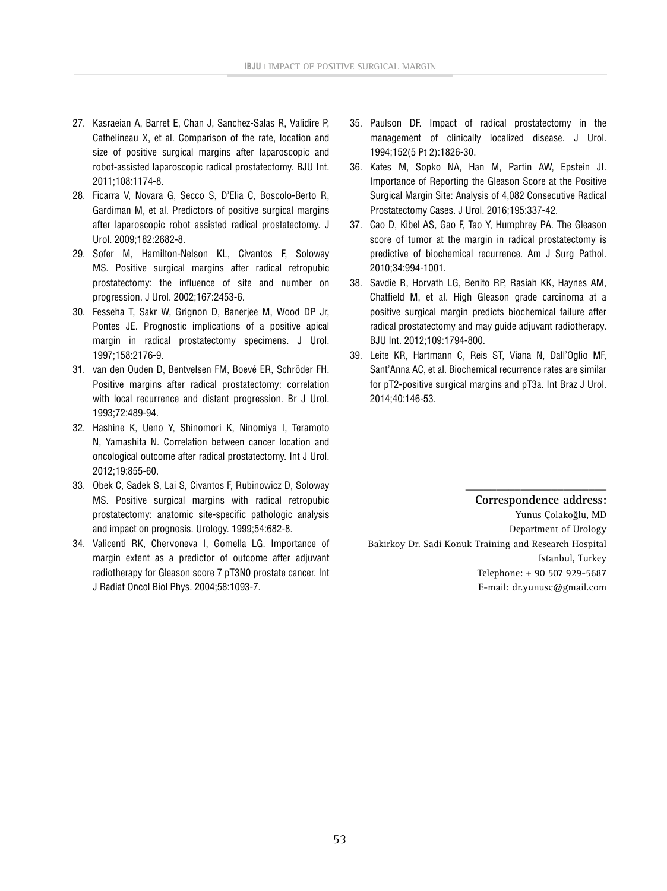27. Kasraeian A, Barret E, Chan J, Sanchez-Salas R, Validire P, Cathelineau X, et al. Comparison of the rate, location and size of positive surgical margins after laparoscopic and robot-assisted laparoscopic radical prostatectomy. BJU Int. 2011;108:1174-8.
28. Ficarra V, Novara G, Secco S, D'Elia C, Boscolo-Berto R, Gardiman M, et al. Predictors of positive surgical margins after laparoscopic robot assisted radical prostatectomy. J Urol. 2009;182:2682-8.
29. Sofer M, Hamilton-Nelson KL, Civantos F, Soloway MS. Positive surgical margins after radical retropubic prostatectomy: the influence of site and number on progression. J Urol. 2002;167:2453-6.
30. Fesseha T, Sakr W, Grignon D, Banerjee M, Wood DP Jr, Pontes JE. Prognostic implications of a positive apical margin in radical prostatectomy specimens. J Urol. 1997;158:2176-9.
31. van den Ouden D, Bentvelsen FM, Boevé ER, Schröder FH. Positive margins after radical prostatectomy: correlation with local recurrence and distant progression. Br J Urol. 1993;72:489-94.
32. Hashine K, Ueno Y, Shinomori K, Ninomiya I, Teramoto N, Yamashita N. Correlation between cancer location and oncological outcome after radical prostatectomy. Int J Urol. 2012;19:855-60.
33. Obek C, Sadek S, Lai S, Civantos F, Rubinowicz D, Soloway MS. Positive surgical margins with radical retropubic prostatectomy: anatomic site-specific pathologic analysis and impact on prognosis. Urology. 1999;54:682-8.
34. Valicenti RK, Chervoneva I, Gomella LG. Importance of margin extent as a predictor of outcome after adjuvant radiotherapy for Gleason score 7 pT3N0 prostate cancer. Int J Radiat Oncol Biol Phys. 2004;58:1093-7.
35. Paulson DF. Impact of radical prostatectomy in the management of clinically localized disease. J Urol. 1994;152(5 Pt 2):1826-30.
36. Kates M, Sopko NA, Han M, Partin AW, Epstein JI. Importance of Reporting the Gleason Score at the Positive Surgical Margin Site: Analysis of 4,082 Consecutive Radical Prostatectomy Cases. J Urol. 2016;195:337-42.
37. Cao D, Kibel AS, Gao F, Tao Y, Humphrey PA. The Gleason score of tumor at the margin in radical prostatectomy is predictive of biochemical recurrence. Am J Surg Pathol. 2010;34:994-1001.
38. Savdie R, Horvath LG, Benito RP, Rasiah KK, Haynes AM, Chatfield M, et al. High Gleason grade carcinoma at a positive surgical margin predicts biochemical failure after radical prostatectomy and may guide adjuvant radiotherapy. BJU Int. 2012;109:1794-800.
39. Leite KR, Hartmann C, Reis ST, Viana N, Dall'Oglio MF, Sant'Anna AC, et al. Biochemical recurrence rates are similar for pT2-positive surgical margins and pT3a. Int Braz J Urol. 2014;40:146-53.

**Correspondence address:**

Yunus Çolakoğlu, MD
Department of Urology
Bakirkoy Dr. Sadi Konuk Training and Research Hospital
Istanbul, Turkey
Telephone: + 90 507 929-5687
E-mail: dr.yunusc@gmail.com